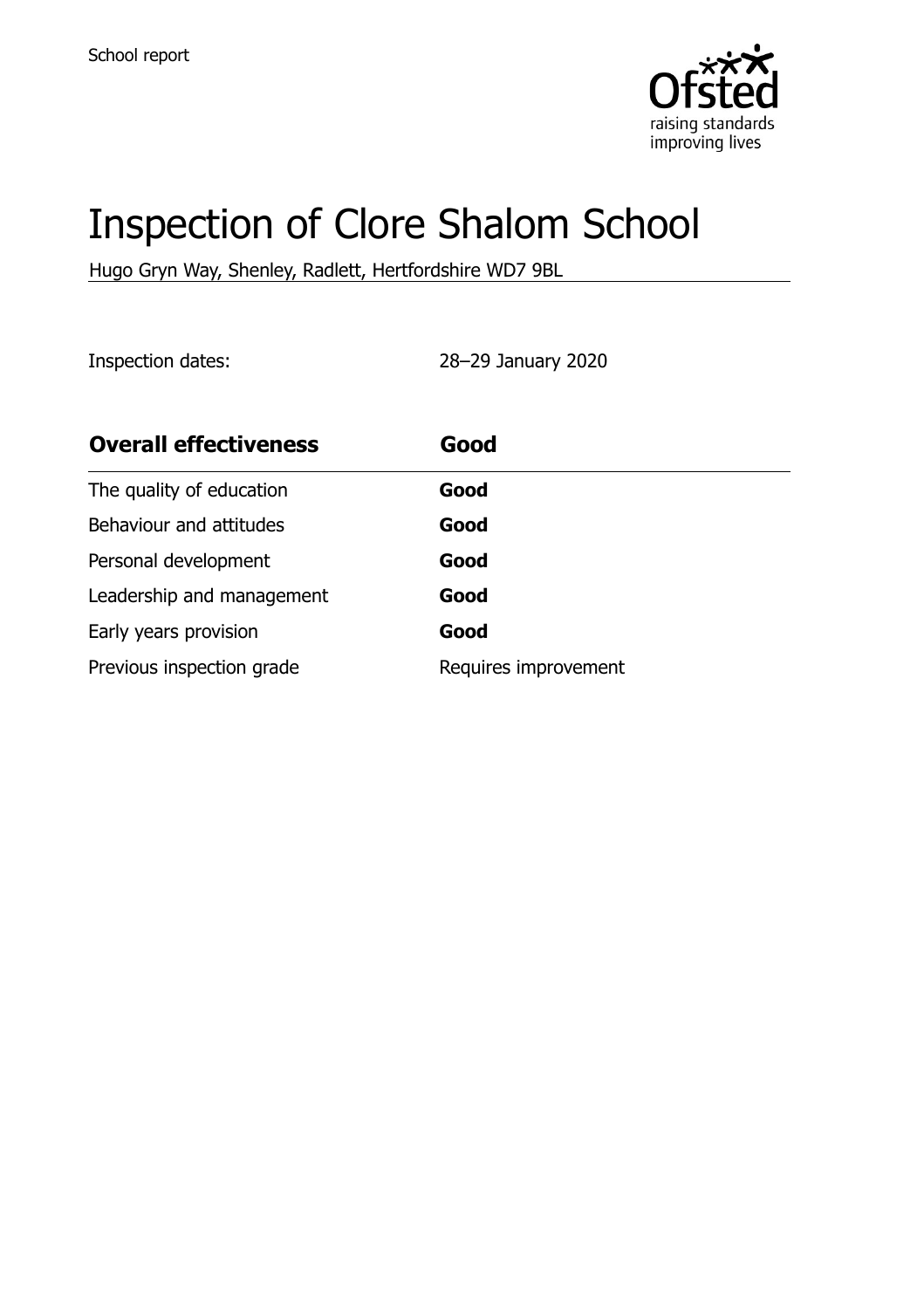School report

# Inspection of Clore Shalom School

Hugo Gryn Way, Shenley, Radlett, Hertfordshire WD7 9BL

Inspection dates: 28–29 January 2020

| **Overall effectiveness** | **Good** |
| --- | --- |
| The quality of education | **Good** |
| Behaviour and attitudes | **Good** |
| Personal development | **Good** |
| Leadership and management | **Good** |
| Early years provision | **Good** |
| Previous inspection grade | Requires improvement |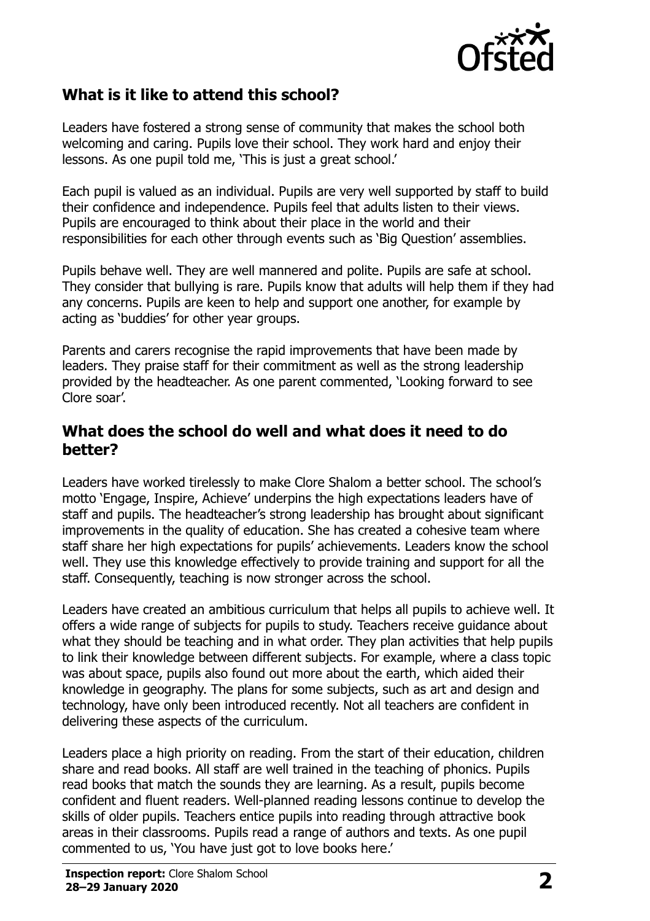## What is it like to attend this school?

Leaders have fostered a strong sense of community that makes the school both welcoming and caring. Pupils love their school. They work hard and enjoy their lessons. As one pupil told me, 'This is just a great school.'

Each pupil is valued as an individual. Pupils are very well supported by staff to build their confidence and independence. Pupils feel that adults listen to their views. Pupils are encouraged to think about their place in the world and their responsibilities for each other through events such as 'Big Question' assemblies.

Pupils behave well. They are well mannered and polite. Pupils are safe at school. They consider that bullying is rare. Pupils know that adults will help them if they had any concerns. Pupils are keen to help and support one another, for example by acting as 'buddies' for other year groups.

Parents and carers recognise the rapid improvements that have been made by leaders. They praise staff for their commitment as well as the strong leadership provided by the headteacher. As one parent commented, 'Looking forward to see Clore soar'.

## What does the school do well and what does it need to do better?

Leaders have worked tirelessly to make Clore Shalom a better school. The school's motto 'Engage, Inspire, Achieve' underpins the high expectations leaders have of staff and pupils. The headteacher's strong leadership has brought about significant improvements in the quality of education. She has created a cohesive team where staff share her high expectations for pupils' achievements. Leaders know the school well. They use this knowledge effectively to provide training and support for all the staff. Consequently, teaching is now stronger across the school.

Leaders have created an ambitious curriculum that helps all pupils to achieve well. It offers a wide range of subjects for pupils to study. Teachers receive guidance about what they should be teaching and in what order. They plan activities that help pupils to link their knowledge between different subjects. For example, where a class topic was about space, pupils also found out more about the earth, which aided their knowledge in geography. The plans for some subjects, such as art and design and technology, have only been introduced recently. Not all teachers are confident in delivering these aspects of the curriculum.

Leaders place a high priority on reading. From the start of their education, children share and read books. All staff are well trained in the teaching of phonics. Pupils read books that match the sounds they are learning. As a result, pupils become confident and fluent readers. Well-planned reading lessons continue to develop the skills of older pupils. Teachers entice pupils into reading through attractive book areas in their classrooms. Pupils read a range of authors and texts. As one pupil commented to us, 'You have just got to love books here.'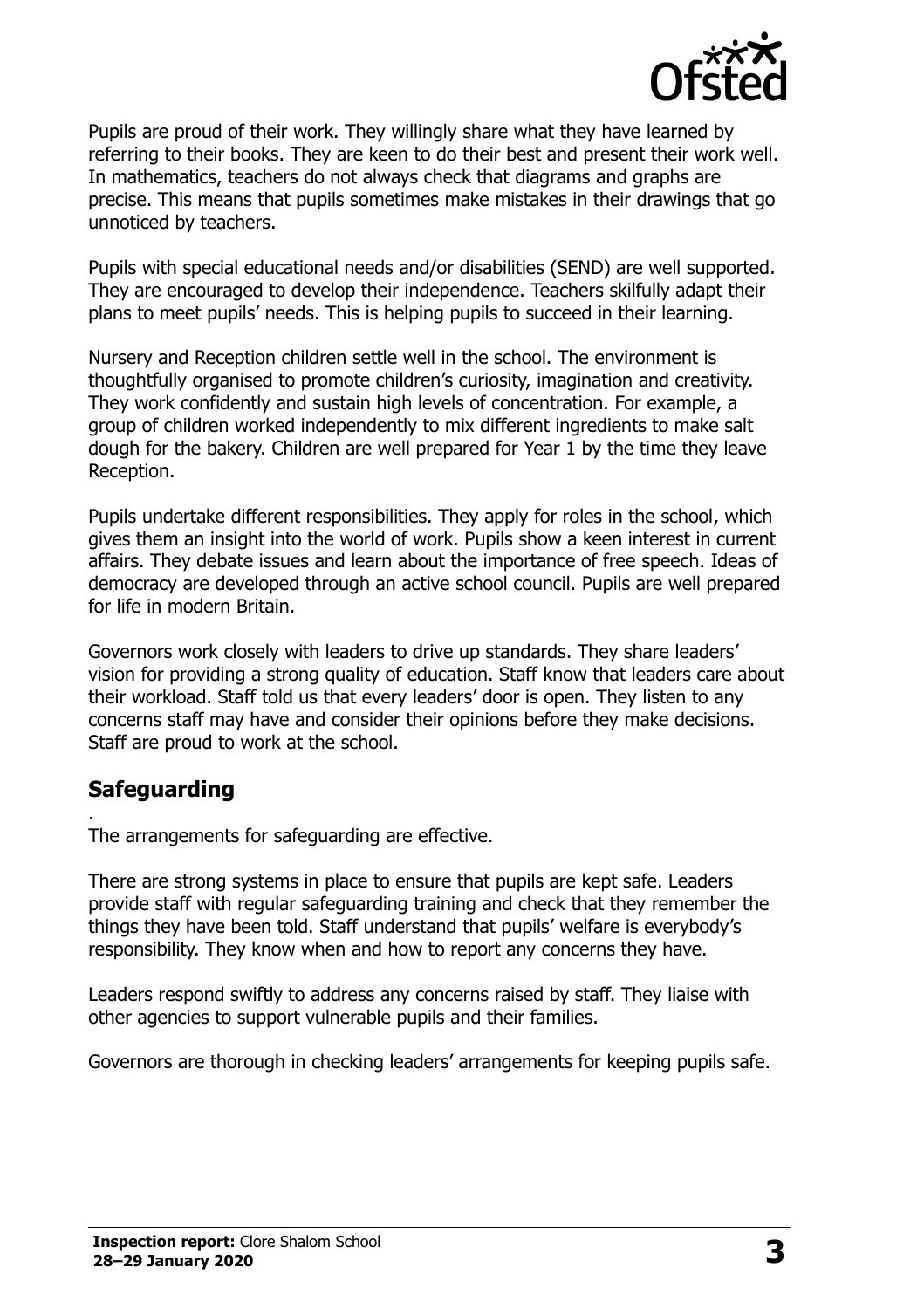Pupils are proud of their work. They willingly share what they have learned by referring to their books. They are keen to do their best and present their work well. In mathematics, teachers do not always check that diagrams and graphs are precise. This means that pupils sometimes make mistakes in their drawings that go unnoticed by teachers.

Pupils with special educational needs and/or disabilities (SEND) are well supported. They are encouraged to develop their independence. Teachers skilfully adapt their plans to meet pupils' needs. This is helping pupils to succeed in their learning.

Nursery and Reception children settle well in the school. The environment is thoughtfully organised to promote children's curiosity, imagination and creativity. They work confidently and sustain high levels of concentration. For example, a group of children worked independently to mix different ingredients to make salt dough for the bakery. Children are well prepared for Year 1 by the time they leave Reception.

Pupils undertake different responsibilities. They apply for roles in the school, which gives them an insight into the world of work. Pupils show a keen interest in current affairs. They debate issues and learn about the importance of free speech. Ideas of democracy are developed through an active school council. Pupils are well prepared for life in modern Britain.

Governors work closely with leaders to drive up standards. They share leaders' vision for providing a strong quality of education. Staff know that leaders care about their workload. Staff told us that every leaders' door is open. They listen to any concerns staff may have and consider their opinions before they make decisions. Staff are proud to work at the school.

## Safeguarding

The arrangements for safeguarding are effective.

There are strong systems in place to ensure that pupils are kept safe. Leaders provide staff with regular safeguarding training and check that they remember the things they have been told. Staff understand that pupils' welfare is everybody's responsibility. They know when and how to report any concerns they have.

Leaders respond swiftly to address any concerns raised by staff. They liaise with other agencies to support vulnerable pupils and their families.

Governors are thorough in checking leaders' arrangements for keeping pupils safe.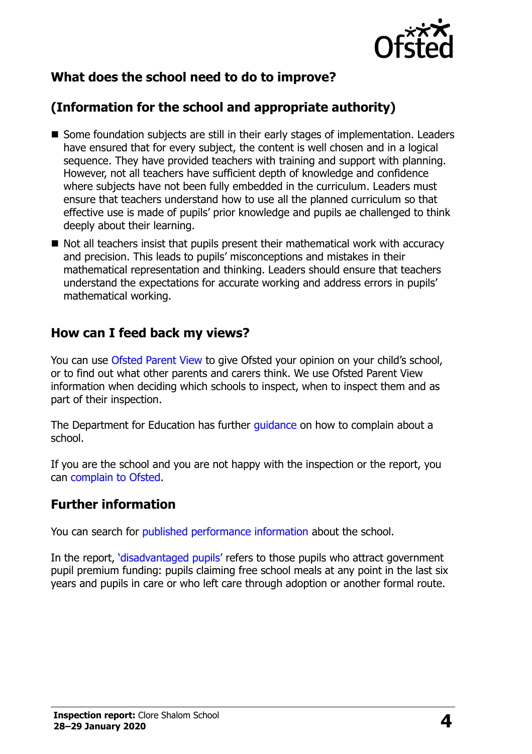## What does the school need to do to improve?

## (Information for the school and appropriate authority)

- Some foundation subjects are still in their early stages of implementation. Leaders have ensured that for every subject, the content is well chosen and in a logical sequence. They have provided teachers with training and support with planning. However, not all teachers have sufficient depth of knowledge and confidence where subjects have not been fully embedded in the curriculum. Leaders must ensure that teachers understand how to use all the planned curriculum so that effective use is made of pupils' prior knowledge and pupils ae challenged to think deeply about their learning.
- Not all teachers insist that pupils present their mathematical work with accuracy and precision. This leads to pupils' misconceptions and mistakes in their mathematical representation and thinking. Leaders should ensure that teachers understand the expectations for accurate working and address errors in pupils' mathematical working.

## How can I feed back my views?

You can use Ofsted Parent View to give Ofsted your opinion on your child's school, or to find out what other parents and carers think. We use Ofsted Parent View information when deciding which schools to inspect, when to inspect them and as part of their inspection.

The Department for Education has further guidance on how to complain about a school.

If you are the school and you are not happy with the inspection or the report, you can complain to Ofsted.

## Further information

You can search for published performance information about the school.

In the report, 'disadvantaged pupils' refers to those pupils who attract government pupil premium funding: pupils claiming free school meals at any point in the last six years and pupils in care or who left care through adoption or another formal route.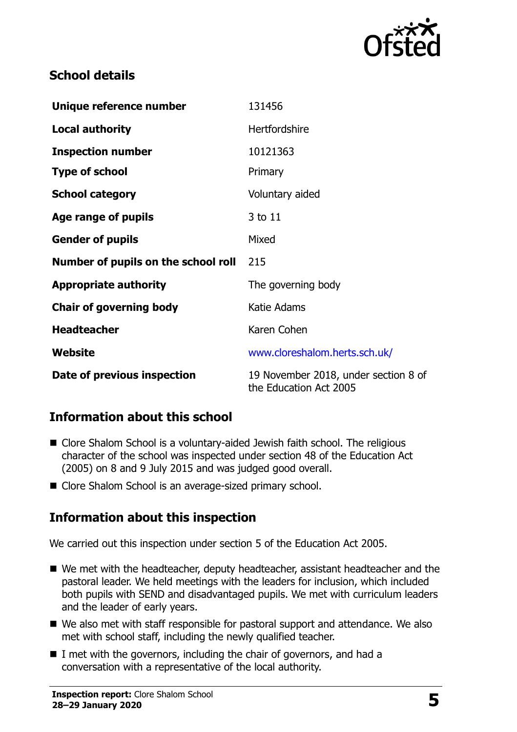## School details

| | |
|---|---|
| **Unique reference number** | 131456 |
| **Local authority** | Hertfordshire |
| **Inspection number** | 10121363 |
| **Type of school** | Primary |
| **School category** | Voluntary aided |
| **Age range of pupils** | 3 to 11 |
| **Gender of pupils** | Mixed |
| **Number of pupils on the school roll** | 215 |
| **Appropriate authority** | The governing body |
| **Chair of governing body** | Katie Adams |
| **Headteacher** | Karen Cohen |
| **Website** | www.cloreshalom.herts.sch.uk/ |
| **Date of previous inspection** | 19 November 2018, under section 8 of the Education Act 2005 |

## Information about this school

- Clore Shalom School is a voluntary-aided Jewish faith school. The religious character of the school was inspected under section 48 of the Education Act (2005) on 8 and 9 July 2015 and was judged good overall.
- Clore Shalom School is an average-sized primary school.

## Information about this inspection

We carried out this inspection under section 5 of the Education Act 2005.

- We met with the headteacher, deputy headteacher, assistant headteacher and the pastoral leader. We held meetings with the leaders for inclusion, which included both pupils with SEND and disadvantaged pupils. We met with curriculum leaders and the leader of early years.
- We also met with staff responsible for pastoral support and attendance. We also met with school staff, including the newly qualified teacher.
- I met with the governors, including the chair of governors, and had a conversation with a representative of the local authority.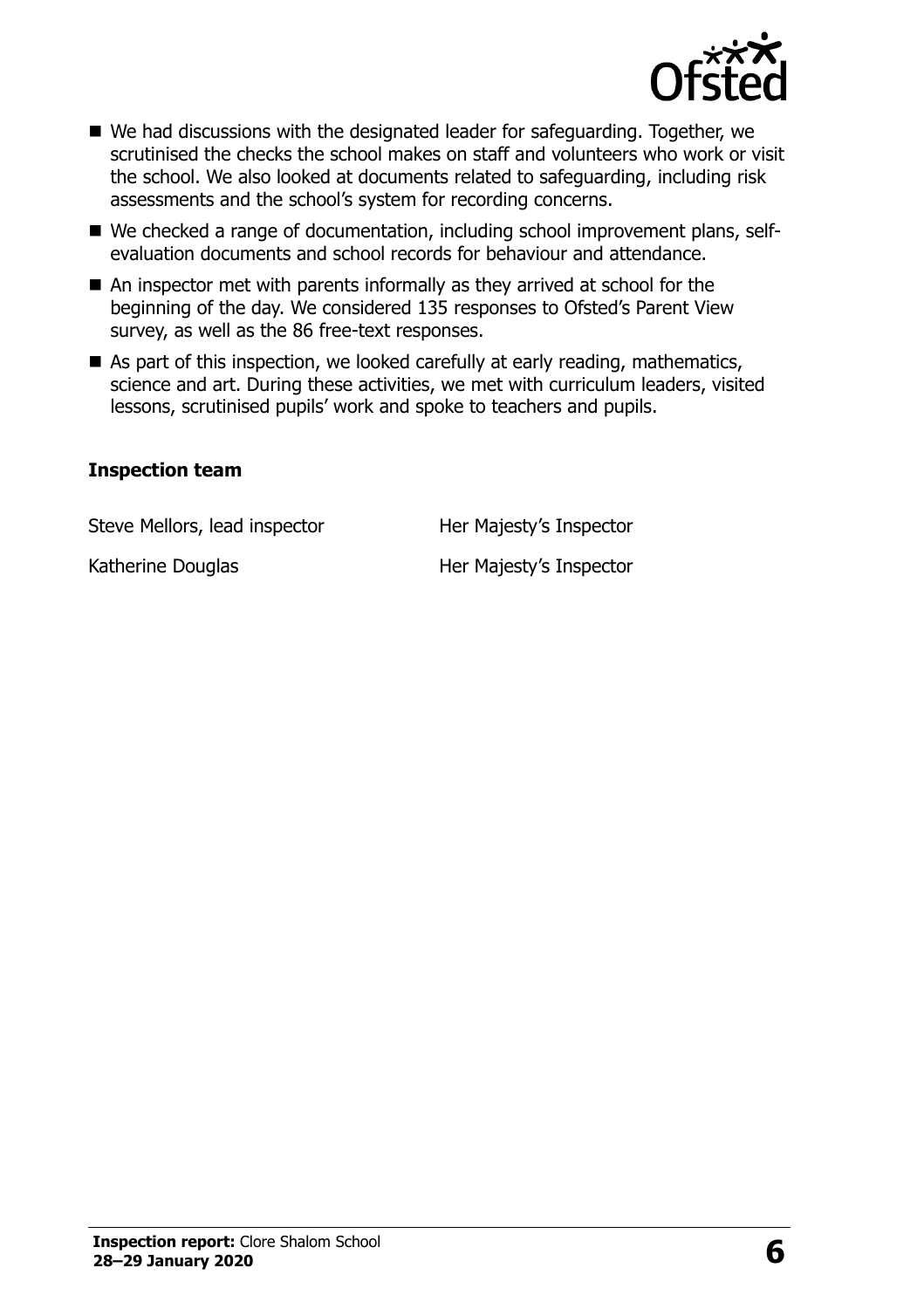- We had discussions with the designated leader for safeguarding. Together, we scrutinised the checks the school makes on staff and volunteers who work or visit the school. We also looked at documents related to safeguarding, including risk assessments and the school's system for recording concerns.
- We checked a range of documentation, including school improvement plans, self-evaluation documents and school records for behaviour and attendance.
- An inspector met with parents informally as they arrived at school for the beginning of the day. We considered 135 responses to Ofsted's Parent View survey, as well as the 86 free-text responses.
- As part of this inspection, we looked carefully at early reading, mathematics, science and art. During these activities, we met with curriculum leaders, visited lessons, scrutinised pupils' work and spoke to teachers and pupils.

### Inspection team

| | |
|---|---|
| Steve Mellors, lead inspector | Her Majesty's Inspector |
| Katherine Douglas | Her Majesty's Inspector |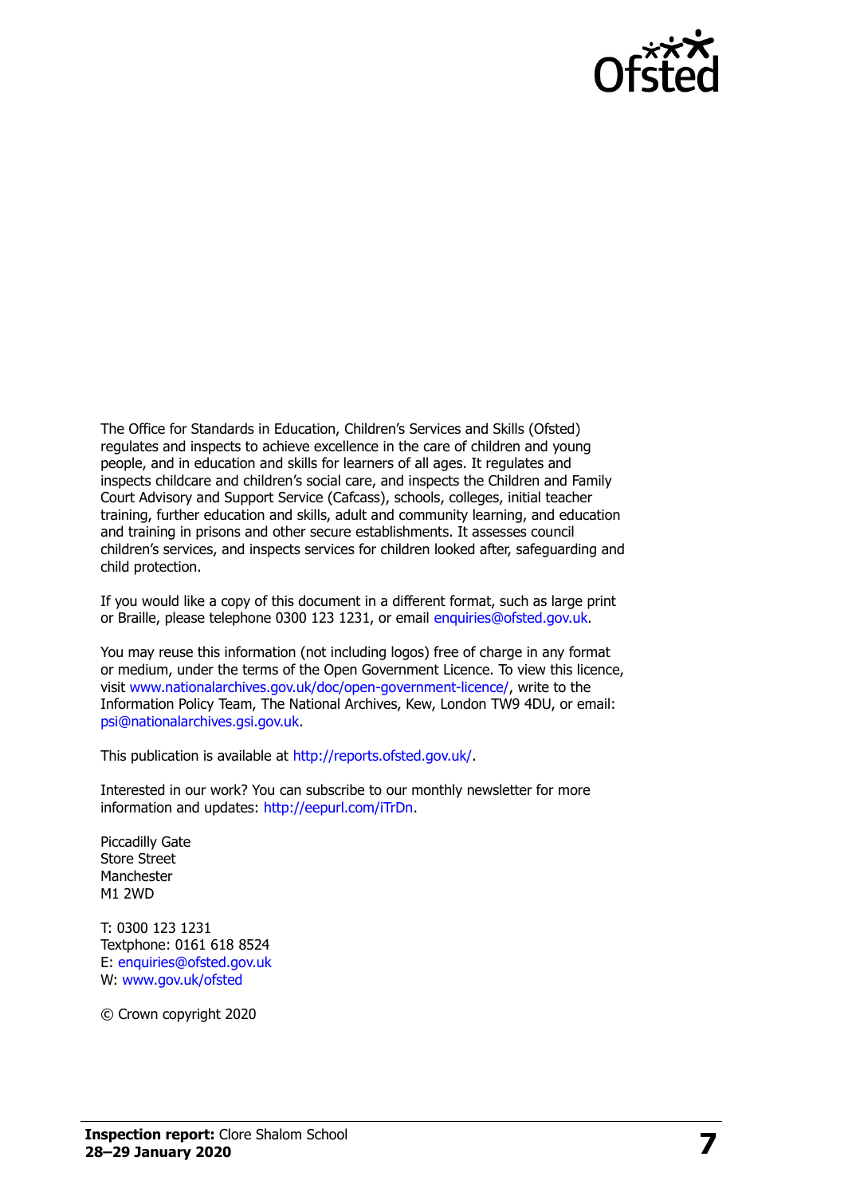The Office for Standards in Education, Children's Services and Skills (Ofsted) regulates and inspects to achieve excellence in the care of children and young people, and in education and skills for learners of all ages. It regulates and inspects childcare and children's social care, and inspects the Children and Family Court Advisory and Support Service (Cafcass), schools, colleges, initial teacher training, further education and skills, adult and community learning, and education and training in prisons and other secure establishments. It assesses council children's services, and inspects services for children looked after, safeguarding and child protection.

If you would like a copy of this document in a different format, such as large print or Braille, please telephone 0300 123 1231, or email enquiries@ofsted.gov.uk.

You may reuse this information (not including logos) free of charge in any format or medium, under the terms of the Open Government Licence. To view this licence, visit www.nationalarchives.gov.uk/doc/open-government-licence/, write to the Information Policy Team, The National Archives, Kew, London TW9 4DU, or email: psi@nationalarchives.gsi.gov.uk.

This publication is available at http://reports.ofsted.gov.uk/.

Interested in our work? You can subscribe to our monthly newsletter for more information and updates: http://eepurl.com/iTrDn.

Piccadilly Gate
Store Street
Manchester
M1 2WD

T: 0300 123 1231
Textphone: 0161 618 8524
E: enquiries@ofsted.gov.uk
W: www.gov.uk/ofsted

© Crown copyright 2020